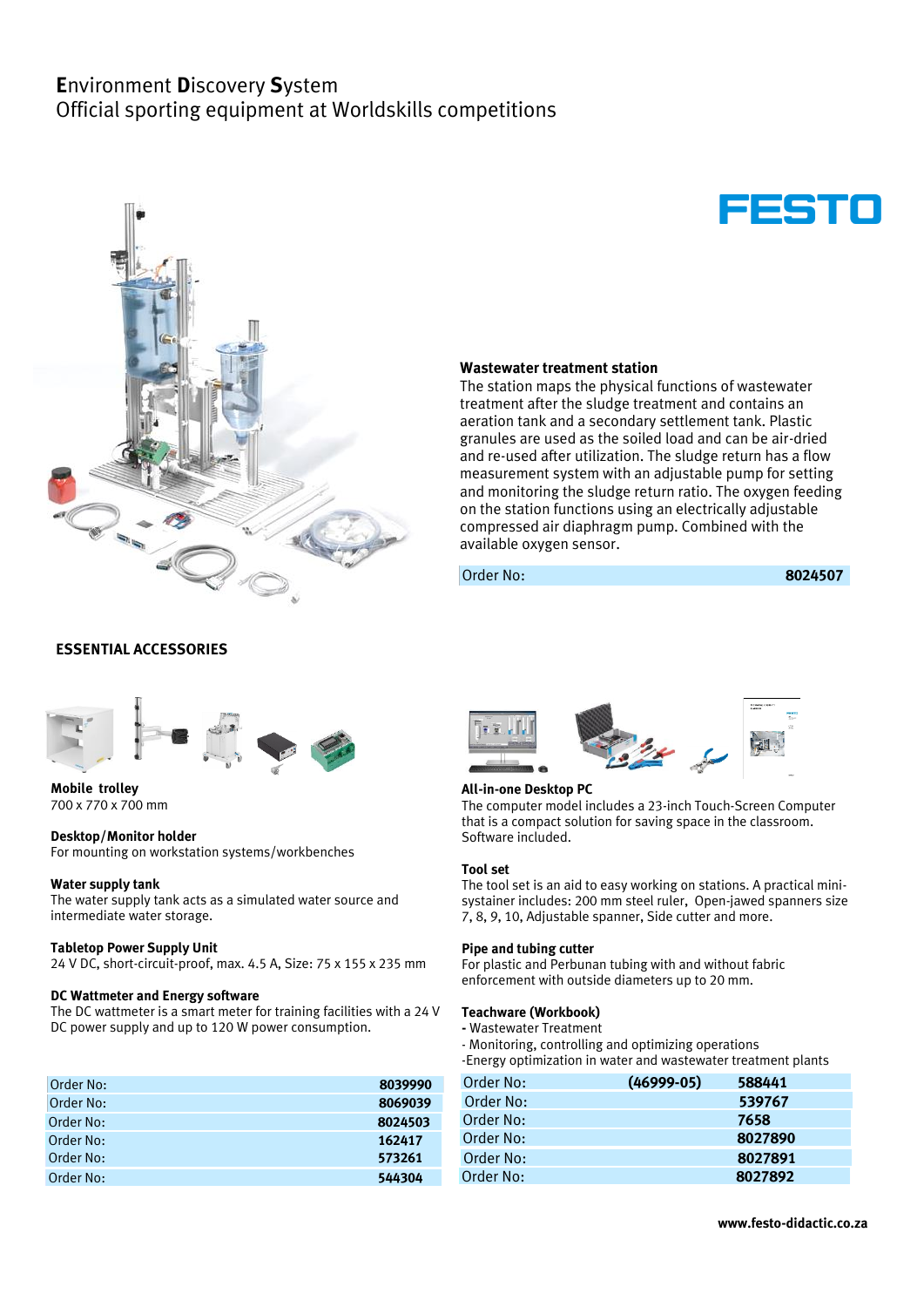# **E**nvironment **D**iscovery **S**ystem
## Official sporting equipment at Worldskills competitions

FESTO

### Wastewater treatment station

The station maps the physical functions of wastewater treatment after the sludge treatment and contains an aeration tank and a secondary settlement tank. Plastic granules are used as the soiled load and can be air-dried and re-used after utilization. The sludge return has a flow measurement system with an adjustable pump for setting and monitoring the sludge return ratio. The oxygen feeding on the station functions using an electrically adjustable compressed air diaphragm pump. Combined with the available oxygen sensor.

| Order No: | **8024507** |
|---|---|

## ESSENTIAL ACCESSORIES

**Mobile trolley**
700 x 770 x 700 mm

**Desktop/Monitor holder**
For mounting on workstation systems/workbenches

**Water supply tank**
The water supply tank acts as a simulated water source and intermediate water storage.

**Tabletop Power Supply Unit**
24 V DC, short-circuit-proof, max. 4.5 A, Size: 75 x 155 x 235 mm

**DC Wattmeter and Energy software**
The DC wattmeter is a smart meter for training facilities with a 24 V DC power supply and up to 120 W power consumption.

| Order No: | **8039990** |
|---|---|
| Order No: | **8069039** |
| Order No: | **8024503** |
| Order No: | **162417** |
| Order No: | **573261** |
| Order No: | **544304** |

**All-in-one Desktop PC**
The computer model includes a 23-inch Touch-Screen Computer that is a compact solution for saving space in the classroom. Software included.

**Tool set**
The tool set is an aid to easy working on stations. A practical mini-systainer includes: 200 mm steel ruler, Open-jawed spanners size 7, 8, 9, 10, Adjustable spanner, Side cutter and more.

**Pipe and tubing cutter**
For plastic and Perbunan tubing with and without fabric enforcement with outside diameters up to 20 mm.

**Teachware (Workbook)**
- Wastewater Treatment
- Monitoring, controlling and optimizing operations
- Energy optimization in water and wastewater treatment plants

| Order No: | **(46999-05)** | **588441** |
|---|---|---|
| Order No: | | **539767** |
| Order No: | | **7658** |
| Order No: | | **8027890** |
| Order No: | | **8027891** |
| Order No: | | **8027892** |

**www.festo-didactic.co.za**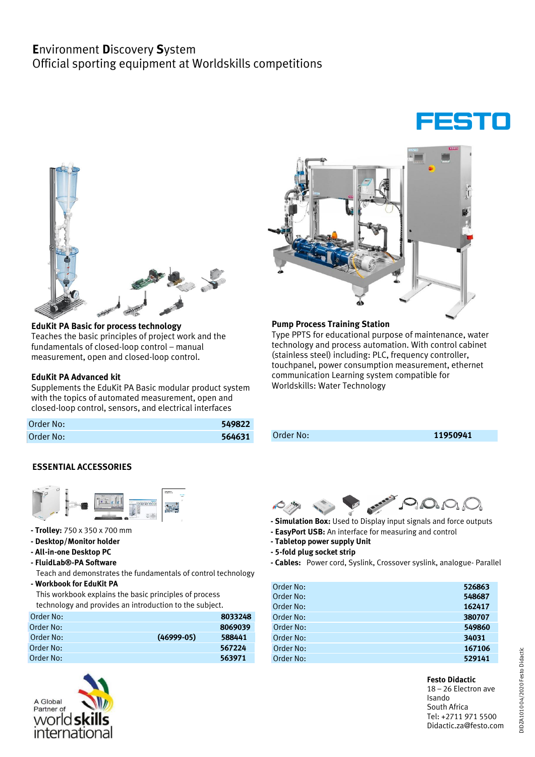# **E**nvironment **D**iscovery **S**ystem

Official sporting equipment at Worldskills competitions

FESTO

**EduKit PA Basic for process technology**
Teaches the basic principles of project work and the fundamentals of closed-loop control – manual measurement, open and closed-loop control.

**EduKit PA Advanced kit**
Supplements the EduKit PA Basic modular product system with the topics of automated measurement, open and closed-loop control, sensors, and electrical interfaces

| | |
|---|---|
| Order No: | **549822** |
| Order No: | **564631** |

**Pump Process Training Station**
Type PPTS for educational purpose of maintenance, water technology and process automation. With control cabinet (stainless steel) including: PLC, frequency controller, touchpanel, power consumption measurement, ethernet communication Learning system compatible for Worldskills: Water Technology

| | |
|---|---|
| Order No: | **11950941** |

## ESSENTIAL ACCESSORIES

- **Trolley:** 750 x 350 x 700 mm
- **Desktop/Monitor holder**
- **All-in-one Desktop PC**
- **FluidLab®-PA Software**
  Teach and demonstrates the fundamentals of control technology
- **Workbook for EduKit PA**
  This workbook explains the basic principles of process technology and provides an introduction to the subject.

| | | |
|---|---|---|
| Order No: | | **8033248** |
| Order No: | | **8069039** |
| Order No: | **(46999-05)** | **588441** |
| Order No: | | **567224** |
| Order No: | | **563971** |

- **Simulation Box:** Used to Display input signals and force outputs
- **EasyPort USB:** An interface for measuring and control
- **Tabletop power supply Unit**
- **5-fold plug socket strip**
- **Cables:** Power cord, Syslink, Crossover syslink, analogue- Parallel

| | |
|---|---|
| Order No: | **526863** |
| Order No: | **548687** |
| Order No: | **162417** |
| Order No: | **380707** |
| Order No: | **549860** |
| Order No: | **34031** |
| Order No: | **167106** |
| Order No: | **529141** |

A Global Partner of worldskills international

**Festo Didactic**
18 – 26 Electron ave
Isando
South Africa
Tel: +2711 971 5500
Didactic.za@festo.com

DIDZA101004/2020 Festo Didactic